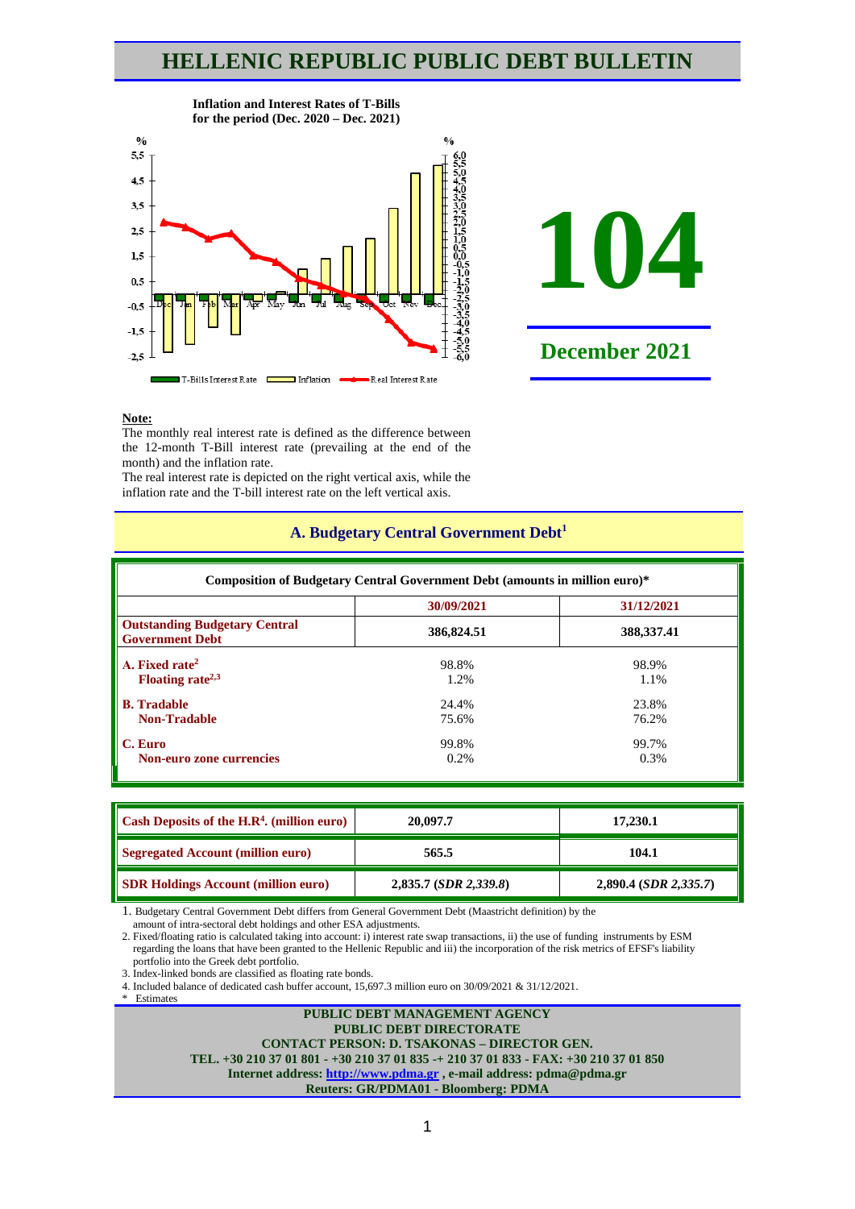# HELLENIC REPUBLIC PUBLIC DEBT BULLETIN

**Inflation and Interest Rates of T-Bills for the period (Dec. 2020 – Dec. 2021)**

%
5,5
4,5
3,5
2,5
1,5
0,5
-0,5
-1,5
-2,5

%
6,0
5,5
5,0
4,5
4,0
3,5
3,0
2,5
2,0
1,5
1,0
0,5
0,0
-0,5
-1,0
-1,5
-2,0
-2,5
-3,0
-3,5
-4,0
-4,5
-5,0
-5,5
-6,0

Dec Jan Feb Mar Apr May Jun Jul Aug Sep Oct Nov Dec

T-Bills Interest Rate   Inflation   Real Interest Rate

# 104

## December 2021

**Note:**

The monthly real interest rate is defined as the difference between the 12-month T-Bill interest rate (prevailing at the end of the month) and the inflation rate.

The real interest rate is depicted on the right vertical axis, while the inflation rate and the T-bill interest rate on the left vertical axis.

## A. Budgetary Central Government Debt[1]

**Composition of Budgetary Central Government Debt (amounts in million euro)***

| | 30/09/2021 | 31/12/2021 |
|---|---|---|
| **Outstanding Budgetary Central Government Debt** | **386,824.51** | **388,337.41** |
| **A. Fixed rate[2]** | 98.8% | 98.9% |
| **Floating rate[2,3]** | 1.2% | 1.1% |
| **B. Tradable** | 24.4% | 23.8% |
| **Non-Tradable** | 75.6% | 76.2% |
| **C. Euro** | 99.8% | 99.7% |
| **Non-euro zone currencies** | 0.2% | 0.3% |

| | | |
|---|---|---|
| **Cash Deposits of the H.R[4]. (million euro)** | **20,097.7** | **17,230.1** |
| **Segregated Account (million euro)** | **565.5** | **104.1** |
| **SDR Holdings Account (million euro)** | **2,835.7 (*SDR 2,339.8*)** | **2,890.4 (*SDR 2,335.7*)** |

1. Budgetary Central Government Debt differs from General Government Debt (Maastricht definition) by the amount of intra-sectoral debt holdings and other ESA adjustments.
2. Fixed/floating ratio is calculated taking into account: i) interest rate swap transactions, ii) the use of funding instruments by ESM regarding the loans that have been granted to the Hellenic Republic and iii) the incorporation of the risk metrics of EFSF's liability portfolio into the Greek debt portfolio.
3. Index-linked bonds are classified as floating rate bonds.
4. Included balance of dedicated cash buffer account, 15,697.3 million euro on 30/09/2021 & 31/12/2021.

\* Estimates

**PUBLIC DEBT MANAGEMENT AGENCY**
**PUBLIC DEBT DIRECTORATE**
**CONTACT PERSON: D. TSAKONAS – DIRECTOR GEN.**
**TEL. +30 210 37 01 801 - +30 210 37 01 835 -+ 210 37 01 833 - FAX: +30 210 37 01 850**
**Internet address: http://www.pdma.gr , e-mail address: pdma@pdma.gr**
**Reuters: GR/PDMA01 - Bloomberg: PDMA**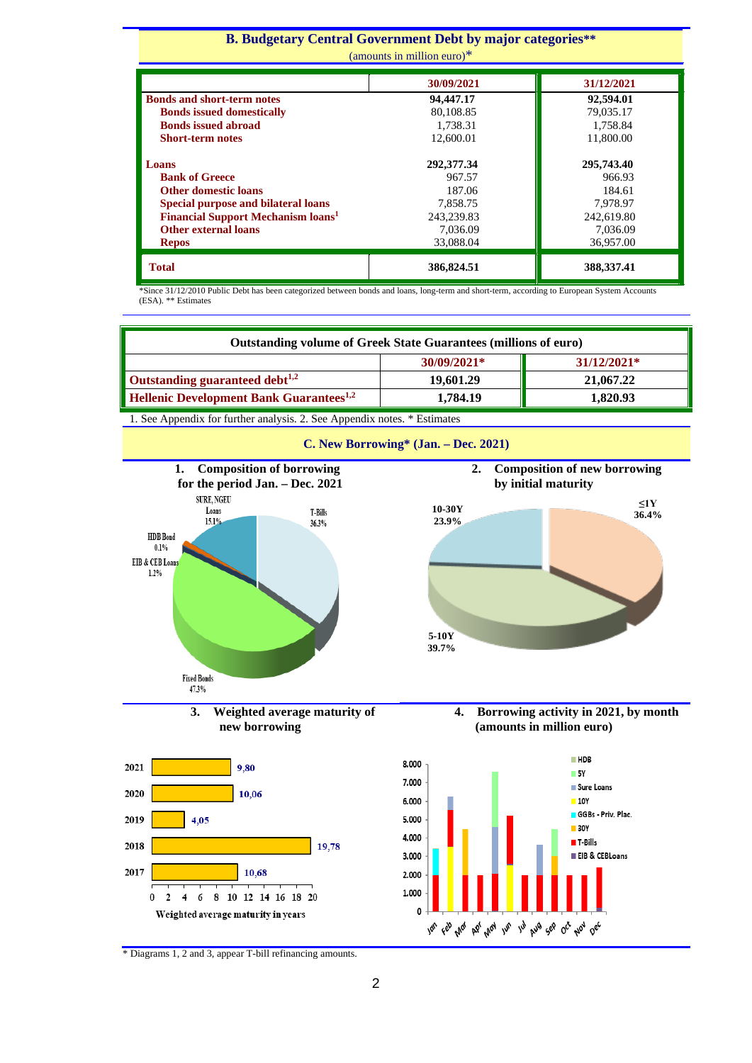## B. Budgetary Central Government Debt by major categories**

(amounts in million euro)*

| | 30/09/2021 | 31/12/2021 |
|---|---|---|
| **Bonds and short-term notes** | **94,447.17** | **92,594.01** |
| Bonds issued domestically | 80,108.85 | 79,035.17 |
| Bonds issued abroad | 1,738.31 | 1,758.84 |
| Short-term notes | 12,600.01 | 11,800.00 |
| **Loans** | **292,377.34** | **295,743.40** |
| Bank of Greece | 967.57 | 966.93 |
| Other domestic loans | 187.06 | 184.61 |
| Special purpose and bilateral loans | 7,858.75 | 7,978.97 |
| Financial Support Mechanism loans[1] | 243,239.83 | 242,619.80 |
| Other external loans | 7,036.09 | 7,036.09 |
| Repos | 33,088.04 | 36,957.00 |
| **Total** | **386,824.51** | **388,337.41** |

*Since 31/12/2010 Public Debt has been categorized between bonds and loans, long-term and short-term, according to European System Accounts (ESA). ** Estimates

| Outstanding volume of Greek State Guarantees (millions of euro) | | |
|---|---|---|
| | 30/09/2021* | 31/12/2021* |
| Outstanding guaranteed debt[1,2] | 19,601.29 | 21,067.22 |
| Hellenic Development Bank Guarantees[1,2] | 1,784.19 | 1,820.93 |

1. See Appendix for further analysis. 2. See Appendix notes. * Estimates

## C. New Borrowing* (Jan. – Dec. 2021)

**1. Composition of borrowing for the period Jan. – Dec. 2021**

SURE, NGEU Loans 15.1%
T-Bills 36.3%
HDB Bond 0.1%
EIB & CEB Loans 1.2%
Fixed Bonds 47.3%

**2. Composition of new borrowing by initial maturity**

10-30Y 23.9%
≤1Y 36.4%
5-10Y 39.7%

**3. Weighted average maturity of new borrowing**

2021 9,80
2020 10,06
2019 4,05
2018 19,78
2017 10,68
0 2 4 6 8 10 12 14 16 18 20
Weighted average maturity in years

**4. Borrowing activity in 2021, by month (amounts in million euro)**

8.000 7.000 6.000 5.000 4.000 3.000 2.000 1.000 0
Jan Feb Mar Apr May Jun Jul Aug Sep Oct Nov Dec
HDB, 5Y, Sure Loans, 10Y, GGBs - Priv. Plac., 30Y, T-Bills, EIB & CEBLoans

* Diagrams 1, 2 and 3, appear T-bill refinancing amounts.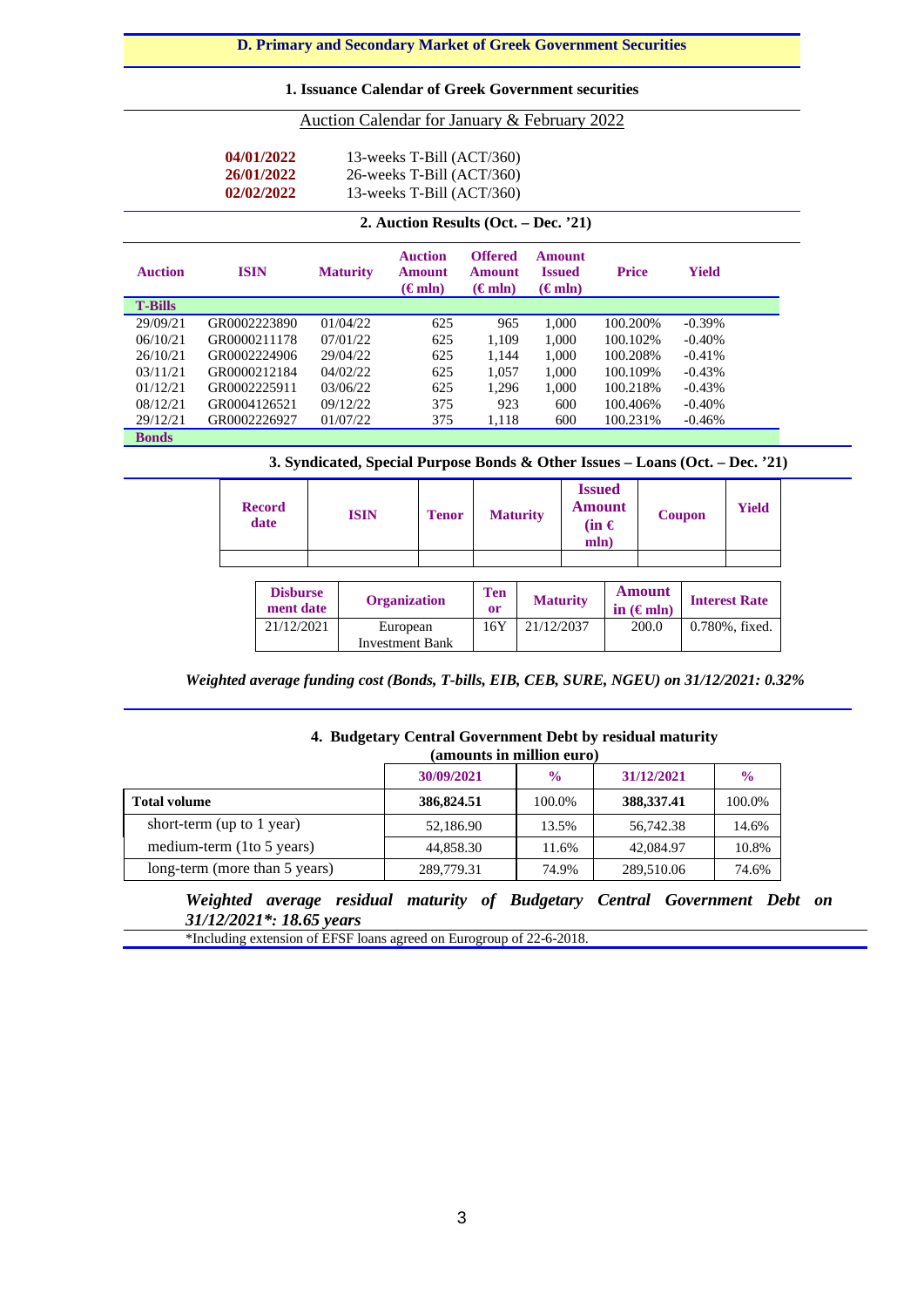## D. Primary and Secondary Market of Greek Government Securities

### 1. Issuance Calendar of Greek Government securities

Auction Calendar for January & February 2022

| | |
|---|---|
| **04/01/2022** | 13-weeks T-Bill (ACT/360) |
| **26/01/2022** | 26-weeks T-Bill (ACT/360) |
| **02/02/2022** | 13-weeks T-Bill (ACT/360) |

### 2. Auction Results (Oct. – Dec. '21)

| Auction | ISIN | Maturity | Auction Amount (€ mln) | Offered Amount (€ mln) | Amount Issued (€ mln) | Price | Yield |
|---|---|---|---|---|---|---|---|
| **T-Bills** | | | | | | | |
| 29/09/21 | GR0002223890 | 01/04/22 | 625 | 965 | 1,000 | 100.200% | -0.39% |
| 06/10/21 | GR0000211178 | 07/01/22 | 625 | 1,109 | 1,000 | 100.102% | -0.40% |
| 26/10/21 | GR0002224906 | 29/04/22 | 625 | 1,144 | 1,000 | 100.208% | -0.41% |
| 03/11/21 | GR0000212184 | 04/02/22 | 625 | 1,057 | 1,000 | 100.109% | -0.43% |
| 01/12/21 | GR0002225911 | 03/06/22 | 625 | 1,296 | 1,000 | 100.218% | -0.43% |
| 08/12/21 | GR0004126521 | 09/12/22 | 375 | 923 | 600 | 100.406% | -0.40% |
| 29/12/21 | GR0002226927 | 01/07/22 | 375 | 1,118 | 600 | 100.231% | -0.46% |
| **Bonds** | | | | | | | |

### 3. Syndicated, Special Purpose Bonds & Other Issues – Loans (Oct. – Dec. '21)

| Record date | ISIN | Tenor | Maturity | Issued Amount (in € mln) | Coupon | Yield |
|---|---|---|---|---|---|---|
| | | | | | | |

| Disbursement date | Organization | Tenor | Maturity | Amount in (€ mln) | Interest Rate |
|---|---|---|---|---|---|
| 21/12/2021 | European Investment Bank | 16Y | 21/12/2037 | 200.0 | 0.780%, fixed. |

***Weighted average funding cost (Bonds, T-bills, EIB, CEB, SURE, NGEU) on 31/12/2021: 0.32%***

### 4. Budgetary Central Government Debt by residual maturity

(amounts in million euro)

| | 30/09/2021 | % | 31/12/2021 | % |
|---|---|---|---|---|
| **Total volume** | **386,824.51** | 100.0% | **388,337.41** | 100.0% |
| short-term (up to 1 year) | 52,186.90 | 13.5% | 56,742.38 | 14.6% |
| medium-term (1to 5 years) | 44,858.30 | 11.6% | 42,084.97 | 10.8% |
| long-term (more than 5 years) | 289,779.31 | 74.9% | 289,510.06 | 74.6% |

***Weighted average residual maturity of Budgetary Central Government Debt on 31/12/2021*: 18.65 years***

*Including extension of EFSF loans agreed on Eurogroup of 22-6-2018.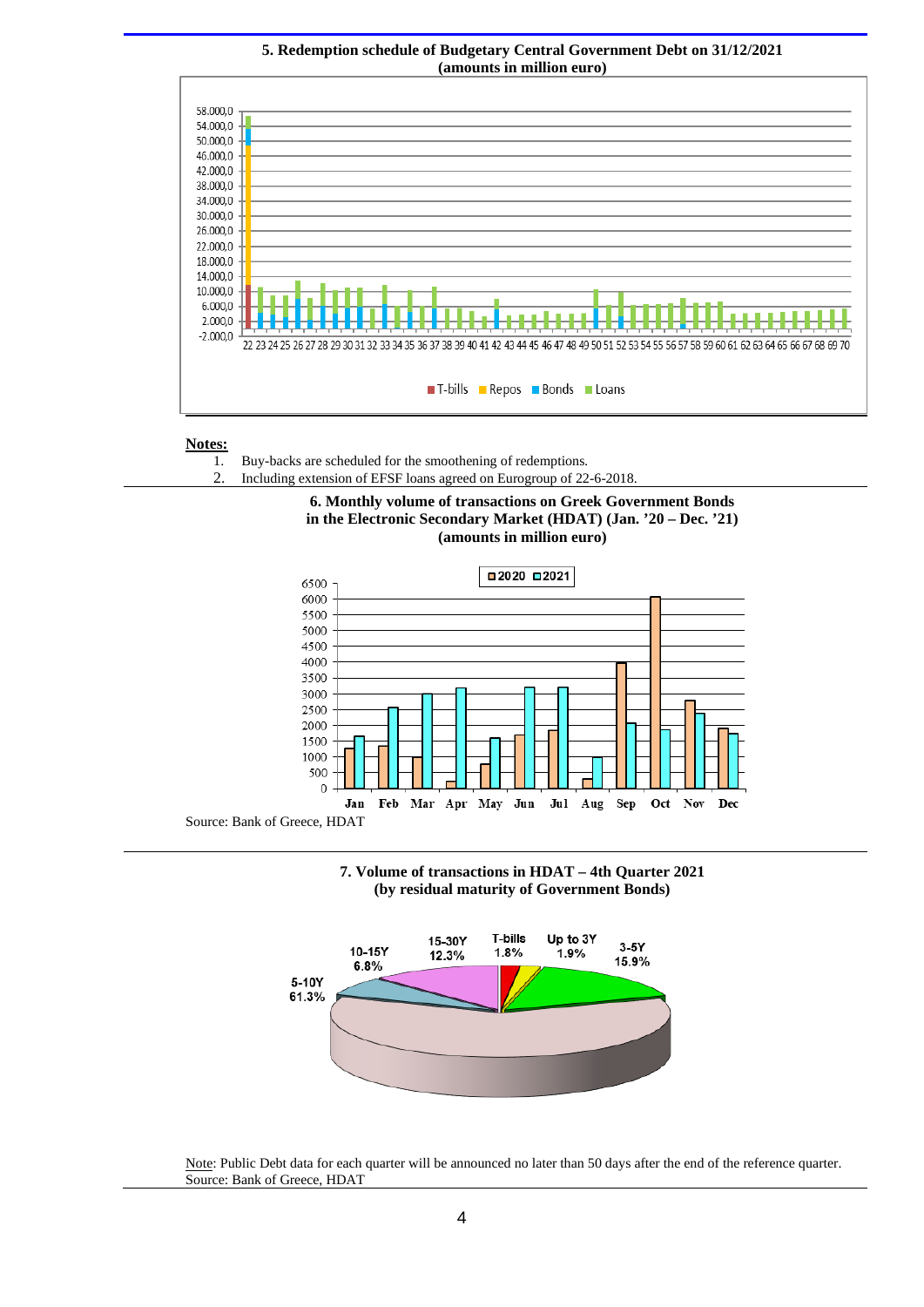## 5. Redemption schedule of Budgetary Central Government Debt on 31/12/2021
**(amounts in million euro)**

**Notes:**

1. Buy-backs are scheduled for the smoothening of redemptions.
2. Including extension of EFSF loans agreed on Eurogroup of 22-6-2018.

## 6. Monthly volume of transactions on Greek Government Bonds in the Electronic Secondary Market (HDAT) (Jan. '20 – Dec. '21)
**(amounts in million euro)**

Source: Bank of Greece, HDAT

## 7. Volume of transactions in HDAT – 4th Quarter 2021
**(by residual maturity of Government Bonds)**

Note: Public Debt data for each quarter will be announced no later than 50 days after the end of the reference quarter.
Source: Bank of Greece, HDAT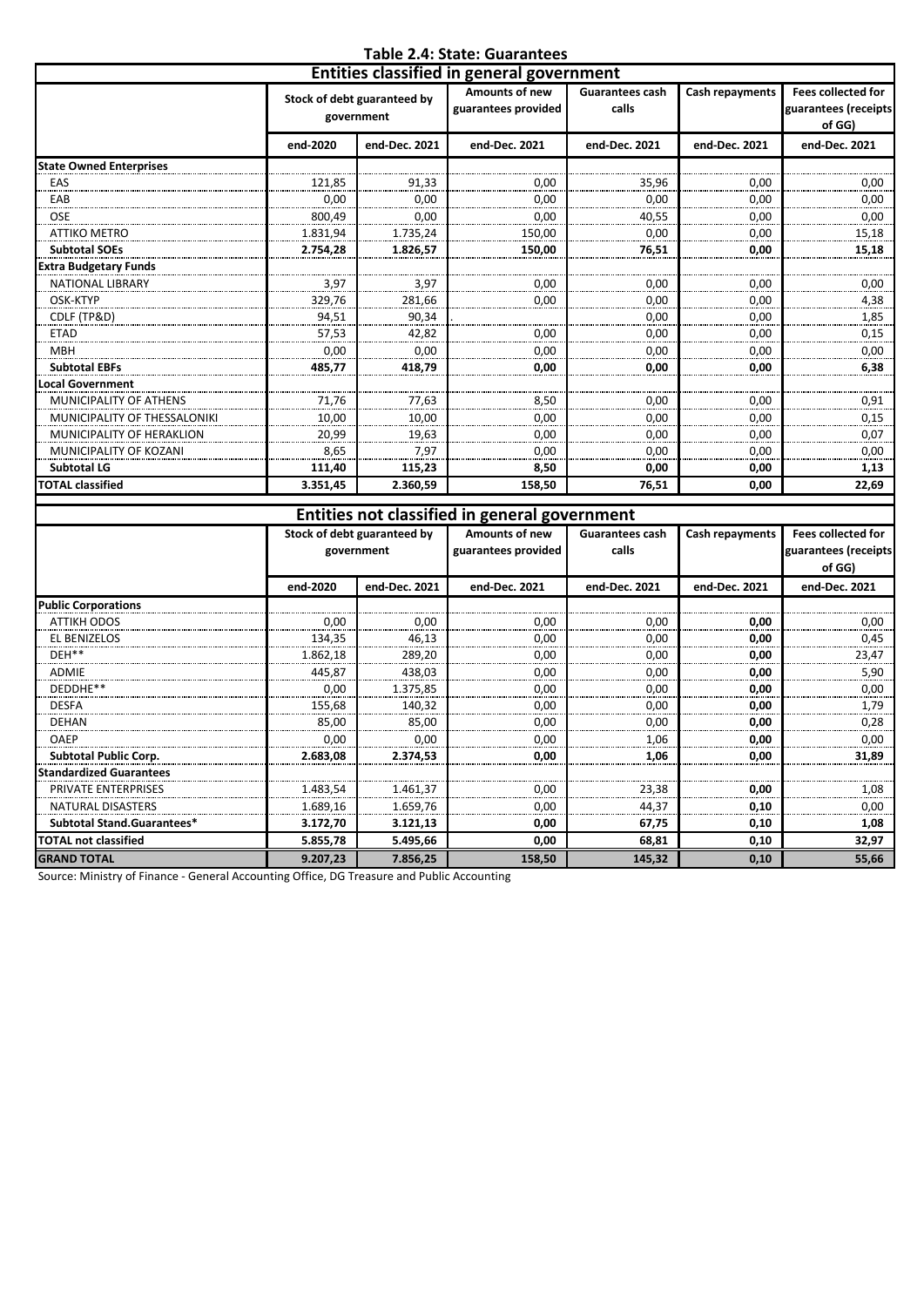**Table 2.4: State: Guarantees**

| Entities classified in general government | | | | | | |
|---|---|---|---|---|---|---|
| | Stock of debt guaranteed by government | | Amounts of new guarantees provided | Guarantees cash calls | Cash repayments | Fees collected for guarantees (receipts of GG) |
| | end-2020 | end-Dec. 2021 | end-Dec. 2021 | end-Dec. 2021 | end-Dec. 2021 | end-Dec. 2021 |
| **State Owned Enterprises** | | | | | | |
| EAS | 121,85 | 91,33 | 0,00 | 35,96 | 0,00 | 0,00 |
| EAB | 0,00 | 0,00 | 0,00 | 0,00 | 0,00 | 0,00 |
| OSE | 800,49 | 0,00 | 0,00 | 40,55 | 0,00 | 0,00 |
| ATTIKO METRO | 1.831,94 | 1.735,24 | 150,00 | 0,00 | 0,00 | 15,18 |
| **Subtotal SOEs** | **2.754,28** | **1.826,57** | **150,00** | **76,51** | **0,00** | **15,18** |
| **Extra Budgetary Funds** | | | | | | |
| NATIONAL LIBRARY | 3,97 | 3,97 | 0,00 | 0,00 | 0,00 | 0,00 |
| OSK-KTYP | 329,76 | 281,66 | 0,00 | 0,00 | 0,00 | 4,38 |
| CDLF (TP&D) | 94,51 | 90,34 | . | 0,00 | 0,00 | 1,85 |
| ETAD | 57,53 | 42,82 | 0,00 | 0,00 | 0,00 | 0,15 |
| MBH | 0,00 | 0,00 | 0,00 | 0,00 | 0,00 | 0,00 |
| **Subtotal EBFs** | **485,77** | **418,79** | **0,00** | **0,00** | **0,00** | **6,38** |
| **Local Government** | | | | | | |
| MUNICIPALITY OF ATHENS | 71,76 | 77,63 | 8,50 | 0,00 | 0,00 | 0,91 |
| MUNICIPALITY OF THESSALONIKI | 10,00 | 10,00 | 0,00 | 0,00 | 0,00 | 0,15 |
| MUNICIPALITY OF HERAKLION | 20,99 | 19,63 | 0,00 | 0,00 | 0,00 | 0,07 |
| MUNICIPALITY OF KOZANI | 8,65 | 7,97 | 0,00 | 0,00 | 0,00 | 0,00 |
| **Subtotal LG** | **111,40** | **115,23** | **8,50** | **0,00** | **0,00** | **1,13** |
| **TOTAL classified** | **3.351,45** | **2.360,59** | **158,50** | **76,51** | **0,00** | **22,69** |

| Entities not classified in general government | | | | | | |
|---|---|---|---|---|---|---|
| | Stock of debt guaranteed by government | | Amounts of new guarantees provided | Guarantees cash calls | Cash repayments | Fees collected for guarantees (receipts of GG) |
| | end-2020 | end-Dec. 2021 | end-Dec. 2021 | end-Dec. 2021 | end-Dec. 2021 | end-Dec. 2021 |
| **Public Corporations** | | | | | | |
| ATTIKH ODOS | 0,00 | 0,00 | 0,00 | 0,00 | **0,00** | 0,00 |
| EL BENIZELOS | 134,35 | 46,13 | 0,00 | 0,00 | **0,00** | 0,45 |
| DEH** | 1.862,18 | 289,20 | 0,00 | 0,00 | **0,00** | 23,47 |
| ADMIE | 445,87 | 438,03 | 0,00 | 0,00 | **0,00** | 5,90 |
| DEDDHE** | 0,00 | 1.375,85 | 0,00 | 0,00 | **0,00** | 0,00 |
| DESFA | 155,68 | 140,32 | 0,00 | 0,00 | **0,00** | 1,79 |
| DEHAN | 85,00 | 85,00 | 0,00 | 0,00 | **0,00** | 0,28 |
| OAEP | 0,00 | 0,00 | 0,00 | 1,06 | **0,00** | 0,00 |
| **Subtotal Public Corp.** | **2.683,08** | **2.374,53** | **0,00** | **1,06** | **0,00** | **31,89** |
| **Standardized Guarantees** | | | | | | |
| PRIVATE ENTERPRISES | 1.483,54 | 1.461,37 | 0,00 | 23,38 | **0,00** | 1,08 |
| NATURAL DISASTERS | 1.689,16 | 1.659,76 | 0,00 | 44,37 | **0,10** | 0,00 |
| **Subtotal Stand.Guarantees*** | **3.172,70** | **3.121,13** | **0,00** | **67,75** | **0,10** | **1,08** |
| **TOTAL not classified** | **5.855,78** | **5.495,66** | **0,00** | **68,81** | **0,10** | **32,97** |
| **GRAND TOTAL** | **9.207,23** | **7.856,25** | **158,50** | **145,32** | **0,10** | **55,66** |

Source: Ministry of Finance - General Accounting Office, DG Treasure and Public Accounting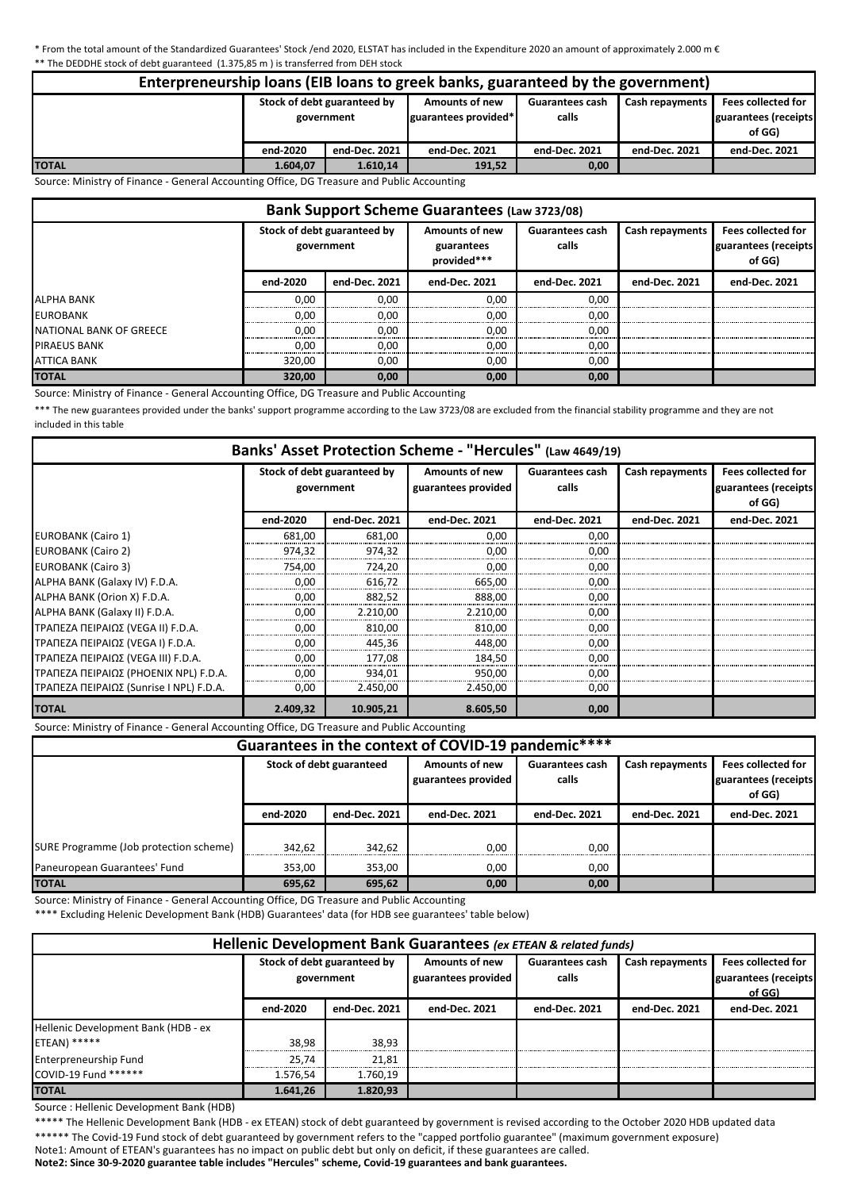* From the total amount of the Standardized Guarantees' Stock /end 2020, ELSTAT has included in the Expenditure 2020 an amount of approximately 2.000 m €

** The DEDDHE stock of debt guaranteed (1.375,85 m ) is transferred from DEH stock

| Enterpreneurship loans (EIB loans to greek banks, guaranteed by the government) | | | | | | |
|---|---|---|---|---|---|---|
| | Stock of debt guaranteed by government | | Amounts of new guarantees provided* | Guarantees cash calls | Cash repayments | Fees collected for guarantees (receipts of GG) |
| | end-2020 | end-Dec. 2021 | end-Dec. 2021 | end-Dec. 2021 | end-Dec. 2021 | end-Dec. 2021 |
| **TOTAL** | **1.604,07** | **1.610,14** | **191,52** | **0,00** | | |

Source: Ministry of Finance - General Accounting Office, DG Treasure and Public Accounting

| Bank Support Scheme Guarantees (Law 3723/08) | | | | | | |
|---|---|---|---|---|---|---|
| | Stock of debt guaranteed by government | | Amounts of new guarantees provided*** | Guarantees cash calls | Cash repayments | Fees collected for guarantees (receipts of GG) |
| | end-2020 | end-Dec. 2021 | end-Dec. 2021 | end-Dec. 2021 | end-Dec. 2021 | end-Dec. 2021 |
| ALPHA BANK | 0,00 | 0,00 | 0,00 | 0,00 | | |
| EUROBANK | 0,00 | 0,00 | 0,00 | 0,00 | | |
| NATIONAL BANK OF GREECE | 0,00 | 0,00 | 0,00 | 0,00 | | |
| PIRAEUS BANK | 0,00 | 0,00 | 0,00 | 0,00 | | |
| ATTICA BANK | 320,00 | 0,00 | 0,00 | 0,00 | | |
| **TOTAL** | **320,00** | **0,00** | **0,00** | **0,00** | | |

Source: Ministry of Finance - General Accounting Office, DG Treasure and Public Accounting

*** The new guarantees provided under the banks' support programme according to the Law 3723/08 are excluded from the financial stability programme and they are not included in this table

| Banks' Asset Protection Scheme - "Hercules" (Law 4649/19) | | | | | | |
|---|---|---|---|---|---|---|
| | Stock of debt guaranteed by government | | Amounts of new guarantees provided | Guarantees cash calls | Cash repayments | Fees collected for guarantees (receipts of GG) |
| | end-2020 | end-Dec. 2021 | end-Dec. 2021 | end-Dec. 2021 | end-Dec. 2021 | end-Dec. 2021 |
| EUROBANK (Cairo 1) | 681,00 | 681,00 | 0,00 | 0,00 | | |
| EUROBANK (Cairo 2) | 974,32 | 974,32 | 0,00 | 0,00 | | |
| EUROBANK (Cairo 3) | 754,00 | 724,20 | 0,00 | 0,00 | | |
| ALPHA BANK (Galaxy IV) F.D.A. | 0,00 | 616,72 | 665,00 | 0,00 | | |
| ALPHA BANK (Orion X) F.D.A. | 0,00 | 882,52 | 888,00 | 0,00 | | |
| ALPHA BANK (Galaxy II) F.D.A. | 0,00 | 2.210,00 | 2.210,00 | 0,00 | | |
| ΤΡΑΠΕΖΑ ΠΕΙΡΑΙΩΣ (VEGA II) F.D.A. | 0,00 | 810,00 | 810,00 | 0,00 | | |
| ΤΡΑΠΕΖΑ ΠΕΙΡΑΙΩΣ (VEGA I) F.D.A. | 0,00 | 445,36 | 448,00 | 0,00 | | |
| ΤΡΑΠΕΖΑ ΠΕΙΡΑΙΩΣ (VEGA III) F.D.A. | 0,00 | 177,08 | 184,50 | 0,00 | | |
| ΤΡΑΠΕΖΑ ΠΕΙΡΑΙΩΣ (PHOENIX NPL) F.D.A. | 0,00 | 934,01 | 950,00 | 0,00 | | |
| ΤΡΑΠΕΖΑ ΠΕΙΡΑΙΩΣ (Sunrise I NPL) F.D.A. | 0,00 | 2.450,00 | 2.450,00 | 0,00 | | |
| **TOTAL** | **2.409,32** | **10.905,21** | **8.605,50** | **0,00** | | |

Source: Ministry of Finance - General Accounting Office, DG Treasure and Public Accounting

| Guarantees in the context of COVID-19 pandemic**** | | | | | | |
|---|---|---|---|---|---|---|
| | Stock of debt guaranteed | | Amounts of new guarantees provided | Guarantees cash calls | Cash repayments | Fees collected for guarantees (receipts of GG) |
| | end-2020 | end-Dec. 2021 | end-Dec. 2021 | end-Dec. 2021 | end-Dec. 2021 | end-Dec. 2021 |
| SURE Programme (Job protection scheme) | 342,62 | 342,62 | 0,00 | 0,00 | | |
| Paneuropean Guarantees' Fund | 353,00 | 353,00 | 0,00 | 0,00 | | |
| **TOTAL** | **695,62** | **695,62** | **0,00** | **0,00** | | |

Source: Ministry of Finance - General Accounting Office, DG Treasure and Public Accounting

**** Excluding Helenic Development Bank (HDB) Guarantees' data (for HDB see guarantees' table below)

| Hellenic Development Bank Guarantees *(ex ETEAN & related funds)* | | | | | | |
|---|---|---|---|---|---|---|
| | Stock of debt guaranteed by government | | Amounts of new guarantees provided | Guarantees cash calls | Cash repayments | Fees collected for guarantees (receipts of GG) |
| | end-2020 | end-Dec. 2021 | end-Dec. 2021 | end-Dec. 2021 | end-Dec. 2021 | end-Dec. 2021 |
| Hellenic Development Bank (HDB - ex ETEAN) ***** | 38,98 | 38,93 | | | | |
| Enterpreneurship Fund | 25,74 | 21,81 | | | | |
| COVID-19 Fund ****** | 1.576,54 | 1.760,19 | | | | |
| **TOTAL** | **1.641,26** | **1.820,93** | | | | |

Source : Hellenic Development Bank (HDB)

***** The Hellenic Development Bank (HDB - ex ETEAN) stock of debt guaranteed by government is revised according to the October 2020 HDB updated data

****** The Covid-19 Fund stock of debt guaranteed by government refers to the "capped portfolio guarantee" (maximum government exposure)

Note1: Amount of ETEAN's guarantees has no impact on public debt but only on deficit, if these guarantees are called.

**Note2: Since 30-9-2020 guarantee table includes "Hercules" scheme, Covid-19 guarantees and bank guarantees.**